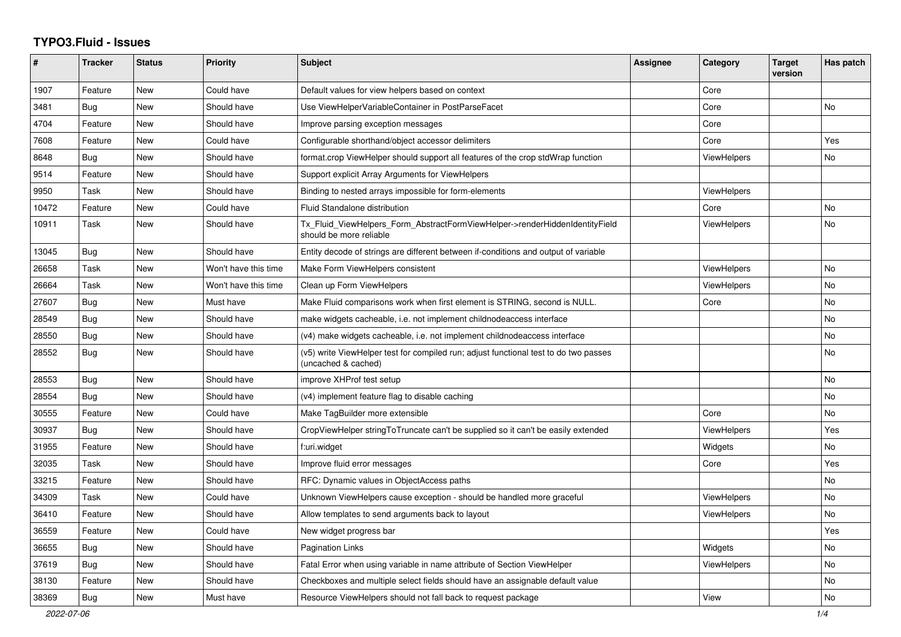# TYPO3.Fluid - Issues

| # | Tracker | Status | Priority | Subject | Assignee | Category | Target version | Has patch |
|---|---|---|---|---|---|---|---|---|
| 1907 | Feature | New | Could have | Default values for view helpers based on context | | Core | | |
| 3481 | Bug | New | Should have | Use ViewHelperVariableContainer in PostParseFacet | | Core | | No |
| 4704 | Feature | New | Should have | Improve parsing exception messages | | Core | | |
| 7608 | Feature | New | Could have | Configurable shorthand/object accessor delimiters | | Core | | Yes |
| 8648 | Bug | New | Should have | format.crop ViewHelper should support all features of the crop stdWrap function | | ViewHelpers | | No |
| 9514 | Feature | New | Should have | Support explicit Array Arguments for ViewHelpers | | | | |
| 9950 | Task | New | Should have | Binding to nested arrays impossible for form-elements | | ViewHelpers | | |
| 10472 | Feature | New | Could have | Fluid Standalone distribution | | Core | | No |
| 10911 | Task | New | Should have | Tx_Fluid_ViewHelpers_Form_AbstractFormViewHelper->renderHiddenIdentityField should be more reliable | | ViewHelpers | | No |
| 13045 | Bug | New | Should have | Entity decode of strings are different between if-conditions and output of variable | | | | |
| 26658 | Task | New | Won't have this time | Make Form ViewHelpers consistent | | ViewHelpers | | No |
| 26664 | Task | New | Won't have this time | Clean up Form ViewHelpers | | ViewHelpers | | No |
| 27607 | Bug | New | Must have | Make Fluid comparisons work when first element is STRING, second is NULL. | | Core | | No |
| 28549 | Bug | New | Should have | make widgets cacheable, i.e. not implement childnodeaccess interface | | | | No |
| 28550 | Bug | New | Should have | (v4) make widgets cacheable, i.e. not implement childnodeaccess interface | | | | No |
| 28552 | Bug | New | Should have | (v5) write ViewHelper test for compiled run; adjust functional test to do two passes (uncached & cached) | | | | No |
| 28553 | Bug | New | Should have | improve XHProf test setup | | | | No |
| 28554 | Bug | New | Should have | (v4) implement feature flag to disable caching | | | | No |
| 30555 | Feature | New | Could have | Make TagBuilder more extensible | | Core | | No |
| 30937 | Bug | New | Should have | CropViewHelper stringToTruncate can't be supplied so it can't be easily extended | | ViewHelpers | | Yes |
| 31955 | Feature | New | Should have | f:uri.widget | | Widgets | | No |
| 32035 | Task | New | Should have | Improve fluid error messages | | Core | | Yes |
| 33215 | Feature | New | Should have | RFC: Dynamic values in ObjectAccess paths | | | | No |
| 34309 | Task | New | Could have | Unknown ViewHelpers cause exception - should be handled more graceful | | ViewHelpers | | No |
| 36410 | Feature | New | Should have | Allow templates to send arguments back to layout | | ViewHelpers | | No |
| 36559 | Feature | New | Could have | New widget progress bar | | | | Yes |
| 36655 | Bug | New | Should have | Pagination Links | | Widgets | | No |
| 37619 | Bug | New | Should have | Fatal Error when using variable in name attribute of Section ViewHelper | | ViewHelpers | | No |
| 38130 | Feature | New | Should have | Checkboxes and multiple select fields should have an assignable default value | | | | No |
| 38369 | Bug | New | Must have | Resource ViewHelpers should not fall back to request package | | View | | No |

2022-07-06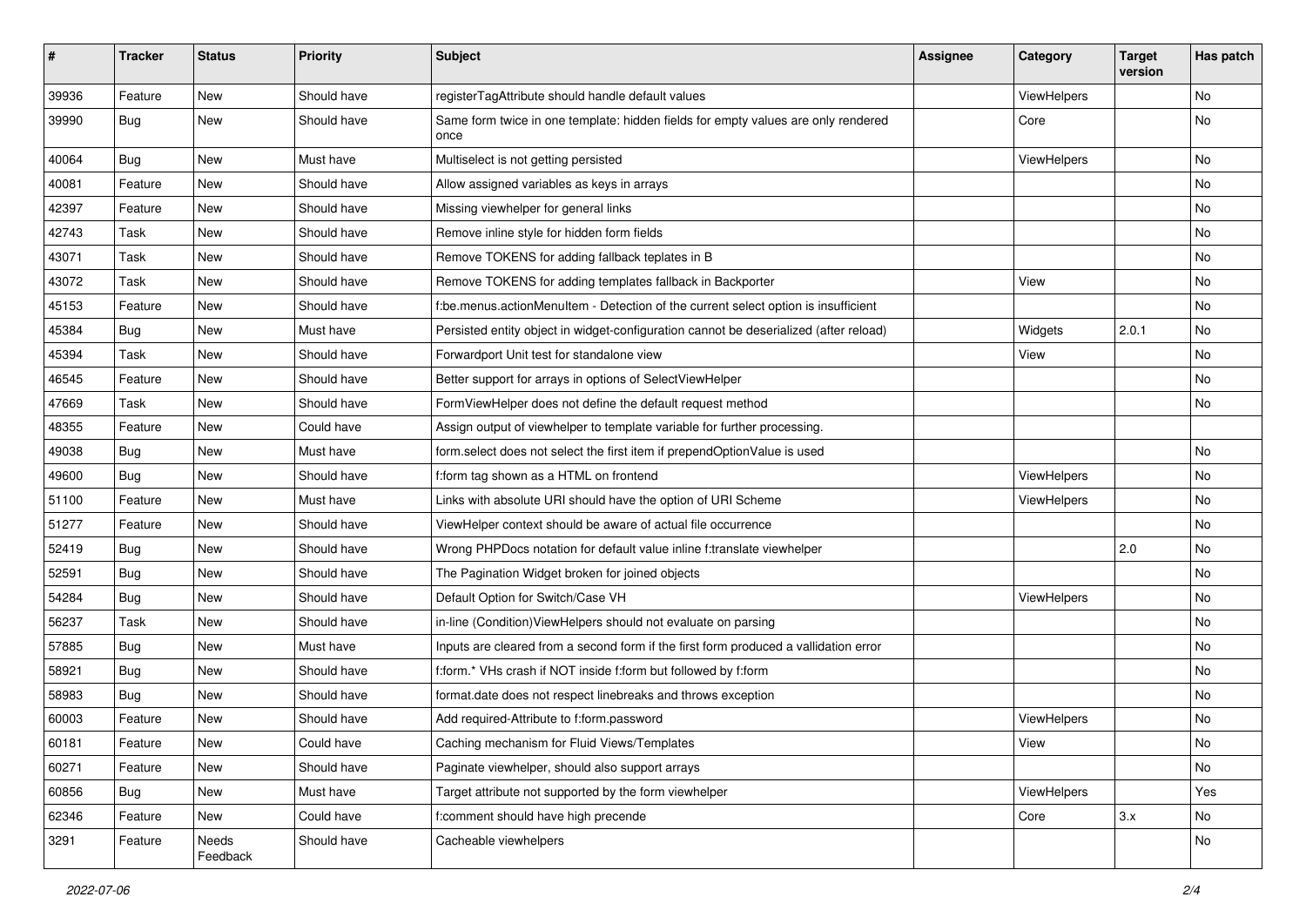| # | Tracker | Status | Priority | Subject | Assignee | Category | Target version | Has patch |
|---|---|---|---|---|---|---|---|---|
| 39936 | Feature | New | Should have | registerTagAttribute should handle default values | | ViewHelpers | | No |
| 39990 | Bug | New | Should have | Same form twice in one template: hidden fields for empty values are only rendered once | | Core | | No |
| 40064 | Bug | New | Must have | Multiselect is not getting persisted | | ViewHelpers | | No |
| 40081 | Feature | New | Should have | Allow assigned variables as keys in arrays | | | | No |
| 42397 | Feature | New | Should have | Missing viewhelper for general links | | | | No |
| 42743 | Task | New | Should have | Remove inline style for hidden form fields | | | | No |
| 43071 | Task | New | Should have | Remove TOKENS for adding fallback teplates in B | | | | No |
| 43072 | Task | New | Should have | Remove TOKENS for adding templates fallback in Backporter | | View | | No |
| 45153 | Feature | New | Should have | f:be.menus.actionMenuItem - Detection of the current select option is insufficient | | | | No |
| 45384 | Bug | New | Must have | Persisted entity object in widget-configuration cannot be deserialized (after reload) | | Widgets | 2.0.1 | No |
| 45394 | Task | New | Should have | Forwardport Unit test for standalone view | | View | | No |
| 46545 | Feature | New | Should have | Better support for arrays in options of SelectViewHelper | | | | No |
| 47669 | Task | New | Should have | FormViewHelper does not define the default request method | | | | No |
| 48355 | Feature | New | Could have | Assign output of viewhelper to template variable for further processing. | | | | |
| 49038 | Bug | New | Must have | form.select does not select the first item if prependOptionValue is used | | | | No |
| 49600 | Bug | New | Should have | f:form tag shown as a HTML on frontend | | ViewHelpers | | No |
| 51100 | Feature | New | Must have | Links with absolute URI should have the option of URI Scheme | | ViewHelpers | | No |
| 51277 | Feature | New | Should have | ViewHelper context should be aware of actual file occurrence | | | | No |
| 52419 | Bug | New | Should have | Wrong PHPDocs notation for default value inline f:translate viewhelper | | | 2.0 | No |
| 52591 | Bug | New | Should have | The Pagination Widget broken for joined objects | | | | No |
| 54284 | Bug | New | Should have | Default Option for Switch/Case VH | | ViewHelpers | | No |
| 56237 | Task | New | Should have | in-line (Condition)ViewHelpers should not evaluate on parsing | | | | No |
| 57885 | Bug | New | Must have | Inputs are cleared from a second form if the first form produced a vallidation error | | | | No |
| 58921 | Bug | New | Should have | f:form.* VHs crash if NOT inside f:form but followed by f:form | | | | No |
| 58983 | Bug | New | Should have | format.date does not respect linebreaks and throws exception | | | | No |
| 60003 | Feature | New | Should have | Add required-Attribute to f:form.password | | ViewHelpers | | No |
| 60181 | Feature | New | Could have | Caching mechanism for Fluid Views/Templates | | View | | No |
| 60271 | Feature | New | Should have | Paginate viewhelper, should also support arrays | | | | No |
| 60856 | Bug | New | Must have | Target attribute not supported by the form viewhelper | | ViewHelpers | | Yes |
| 62346 | Feature | New | Could have | f:comment should have high precende | | Core | 3.x | No |
| 3291 | Feature | Needs Feedback | Should have | Cacheable viewhelpers | | | | No |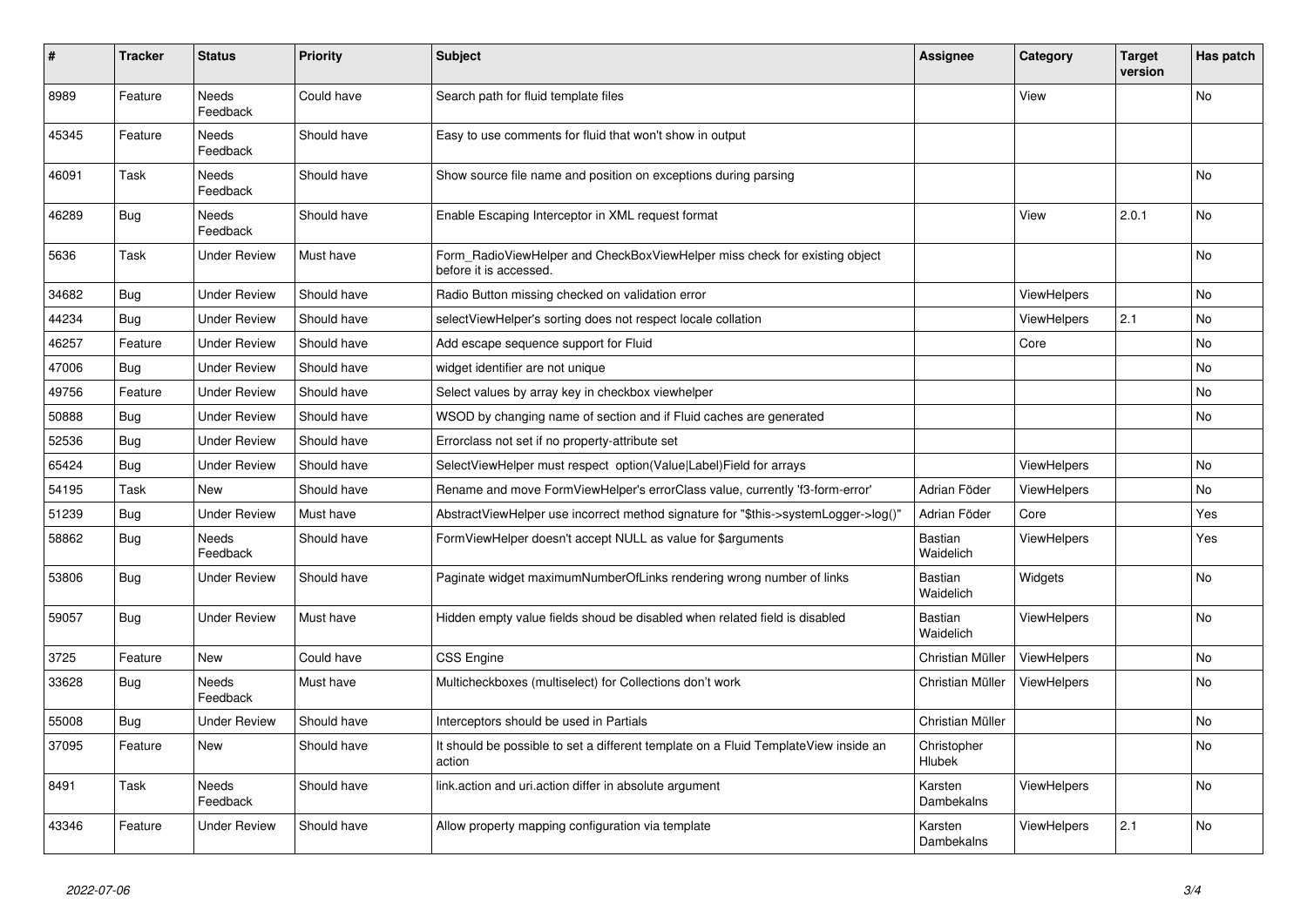| # | Tracker | Status | Priority | Subject | Assignee | Category | Target version | Has patch |
| --- | --- | --- | --- | --- | --- | --- | --- | --- |
| 8989 | Feature | Needs Feedback | Could have | Search path for fluid template files | | View | | No |
| 45345 | Feature | Needs Feedback | Should have | Easy to use comments for fluid that won't show in output | | | | |
| 46091 | Task | Needs Feedback | Should have | Show source file name and position on exceptions during parsing | | | | No |
| 46289 | Bug | Needs Feedback | Should have | Enable Escaping Interceptor in XML request format | | View | 2.0.1 | No |
| 5636 | Task | Under Review | Must have | Form_RadioViewHelper and CheckBoxViewHelper miss check for existing object before it is accessed. | | | | No |
| 34682 | Bug | Under Review | Should have | Radio Button missing checked on validation error | | ViewHelpers | | No |
| 44234 | Bug | Under Review | Should have | selectViewHelper's sorting does not respect locale collation | | ViewHelpers | 2.1 | No |
| 46257 | Feature | Under Review | Should have | Add escape sequence support for Fluid | | Core | | No |
| 47006 | Bug | Under Review | Should have | widget identifier are not unique | | | | No |
| 49756 | Feature | Under Review | Should have | Select values by array key in checkbox viewhelper | | | | No |
| 50888 | Bug | Under Review | Should have | WSOD by changing name of section and if Fluid caches are generated | | | | No |
| 52536 | Bug | Under Review | Should have | Errorclass not set if no property-attribute set | | | | |
| 65424 | Bug | Under Review | Should have | SelectViewHelper must respect option(Value\|Label)Field for arrays | | ViewHelpers | | No |
| 54195 | Task | New | Should have | Rename and move FormViewHelper's errorClass value, currently 'f3-form-error' | Adrian Föder | ViewHelpers | | No |
| 51239 | Bug | Under Review | Must have | AbstractViewHelper use incorrect method signature for "$this->systemLogger->log()" | Adrian Föder | Core | | Yes |
| 58862 | Bug | Needs Feedback | Should have | FormViewHelper doesn't accept NULL as value for $arguments | Bastian Waidelich | ViewHelpers | | Yes |
| 53806 | Bug | Under Review | Should have | Paginate widget maximumNumberOfLinks rendering wrong number of links | Bastian Waidelich | Widgets | | No |
| 59057 | Bug | Under Review | Must have | Hidden empty value fields shoud be disabled when related field is disabled | Bastian Waidelich | ViewHelpers | | No |
| 3725 | Feature | New | Could have | CSS Engine | Christian Müller | ViewHelpers | | No |
| 33628 | Bug | Needs Feedback | Must have | Multicheckboxes (multiselect) for Collections don't work | Christian Müller | ViewHelpers | | No |
| 55008 | Bug | Under Review | Should have | Interceptors should be used in Partials | Christian Müller | | | No |
| 37095 | Feature | New | Should have | It should be possible to set a different template on a Fluid TemplateView inside an action | Christopher Hlubek | | | No |
| 8491 | Task | Needs Feedback | Should have | link.action and uri.action differ in absolute argument | Karsten Dambekalns | ViewHelpers | | No |
| 43346 | Feature | Under Review | Should have | Allow property mapping configuration via template | Karsten Dambekalns | ViewHelpers | 2.1 | No |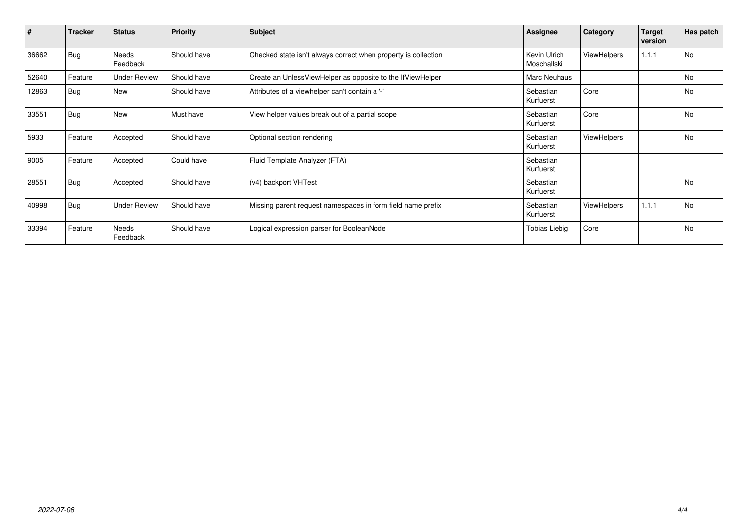| # | Tracker | Status | Priority | Subject | Assignee | Category | Target version | Has patch |
|---|---|---|---|---|---|---|---|---|
| 36662 | Bug | Needs Feedback | Should have | Checked state isn't always correct when property is collection | Kevin Ulrich Moschallski | ViewHelpers | 1.1.1 | No |
| 52640 | Feature | Under Review | Should have | Create an UnlessViewHelper as opposite to the IfViewHelper | Marc Neuhaus | | | No |
| 12863 | Bug | New | Should have | Attributes of a viewhelper can't contain a '-' | Sebastian Kurfuerst | Core | | No |
| 33551 | Bug | New | Must have | View helper values break out of a partial scope | Sebastian Kurfuerst | Core | | No |
| 5933 | Feature | Accepted | Should have | Optional section rendering | Sebastian Kurfuerst | ViewHelpers | | No |
| 9005 | Feature | Accepted | Could have | Fluid Template Analyzer (FTA) | Sebastian Kurfuerst | | | |
| 28551 | Bug | Accepted | Should have | (v4) backport VHTest | Sebastian Kurfuerst | | | No |
| 40998 | Bug | Under Review | Should have | Missing parent request namespaces in form field name prefix | Sebastian Kurfuerst | ViewHelpers | 1.1.1 | No |
| 33394 | Feature | Needs Feedback | Should have | Logical expression parser for BooleanNode | Tobias Liebig | Core | | No |